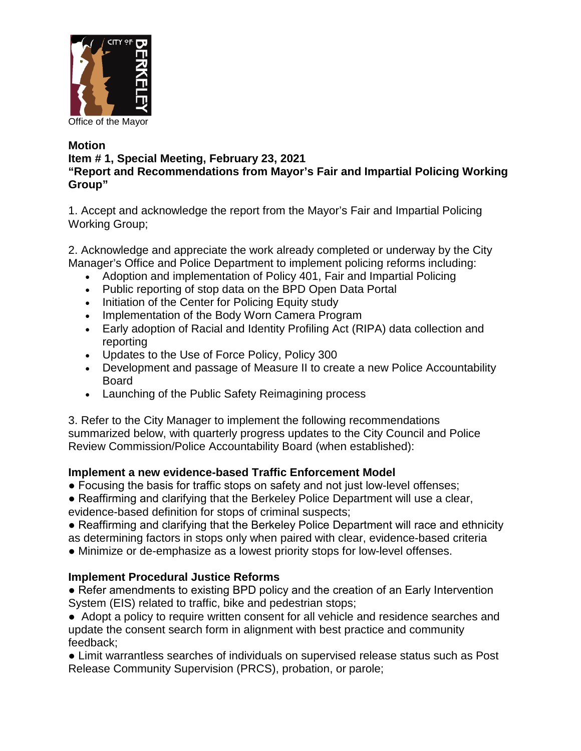Office of the Mayor

**Motion**
**Item # 1, Special Meeting, February 23, 2021**
**"Report and Recommendations from Mayor's Fair and Impartial Policing Working Group"**

1. Accept and acknowledge the report from the Mayor's Fair and Impartial Policing Working Group;

2. Acknowledge and appreciate the work already completed or underway by the City Manager's Office and Police Department to implement policing reforms including:
   - Adoption and implementation of Policy 401, Fair and Impartial Policing
   - Public reporting of stop data on the BPD Open Data Portal
   - Initiation of the Center for Policing Equity study
   - Implementation of the Body Worn Camera Program
   - Early adoption of Racial and Identity Profiling Act (RIPA) data collection and reporting
   - Updates to the Use of Force Policy, Policy 300
   - Development and passage of Measure II to create a new Police Accountability Board
   - Launching of the Public Safety Reimagining process

3. Refer to the City Manager to implement the following recommendations summarized below, with quarterly progress updates to the City Council and Police Review Commission/Police Accountability Board (when established):

**Implement a new evidence-based Traffic Enforcement Model**

- Focusing the basis for traffic stops on safety and not just low-level offenses;
- Reaffirming and clarifying that the Berkeley Police Department will use a clear, evidence-based definition for stops of criminal suspects;
- Reaffirming and clarifying that the Berkeley Police Department will race and ethnicity as determining factors in stops only when paired with clear, evidence-based criteria
- Minimize or de-emphasize as a lowest priority stops for low-level offenses.

**Implement Procedural Justice Reforms**

- Refer amendments to existing BPD policy and the creation of an Early Intervention System (EIS) related to traffic, bike and pedestrian stops;
- Adopt a policy to require written consent for all vehicle and residence searches and update the consent search form in alignment with best practice and community feedback;
- Limit warrantless searches of individuals on supervised release status such as Post Release Community Supervision (PRCS), probation, or parole;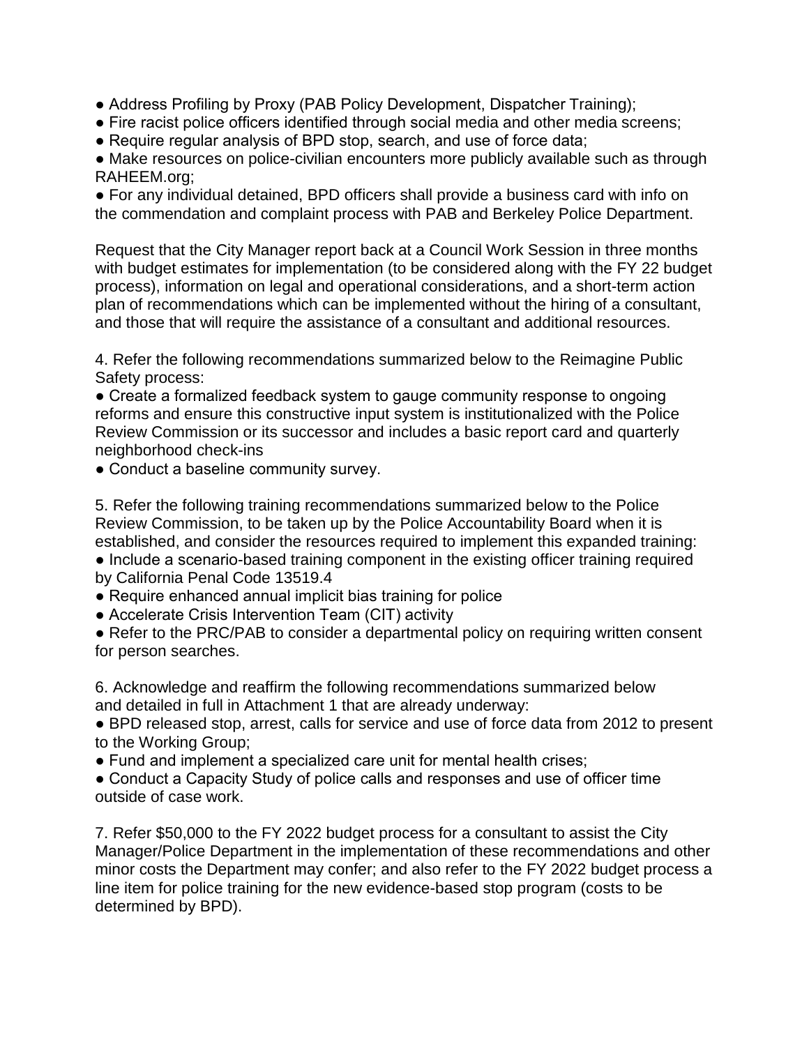● Address Profiling by Proxy (PAB Policy Development, Dispatcher Training);
● Fire racist police officers identified through social media and other media screens;
● Require regular analysis of BPD stop, search, and use of force data;
● Make resources on police-civilian encounters more publicly available such as through RAHEEM.org;
● For any individual detained, BPD officers shall provide a business card with info on the commendation and complaint process with PAB and Berkeley Police Department.

Request that the City Manager report back at a Council Work Session in three months with budget estimates for implementation (to be considered along with the FY 22 budget process), information on legal and operational considerations, and a short-term action plan of recommendations which can be implemented without the hiring of a consultant, and those that will require the assistance of a consultant and additional resources.

4. Refer the following recommendations summarized below to the Reimagine Public Safety process:
● Create a formalized feedback system to gauge community response to ongoing reforms and ensure this constructive input system is institutionalized with the Police Review Commission or its successor and includes a basic report card and quarterly neighborhood check-ins
● Conduct a baseline community survey.

5. Refer the following training recommendations summarized below to the Police Review Commission, to be taken up by the Police Accountability Board when it is established, and consider the resources required to implement this expanded training:
● Include a scenario-based training component in the existing officer training required by California Penal Code 13519.4
● Require enhanced annual implicit bias training for police
● Accelerate Crisis Intervention Team (CIT) activity
● Refer to the PRC/PAB to consider a departmental policy on requiring written consent for person searches.

6. Acknowledge and reaffirm the following recommendations summarized below and detailed in full in Attachment 1 that are already underway:
● BPD released stop, arrest, calls for service and use of force data from 2012 to present to the Working Group;
● Fund and implement a specialized care unit for mental health crises;
● Conduct a Capacity Study of police calls and responses and use of officer time outside of case work.

7. Refer $50,000 to the FY 2022 budget process for a consultant to assist the City Manager/Police Department in the implementation of these recommendations and other minor costs the Department may confer; and also refer to the FY 2022 budget process a line item for police training for the new evidence-based stop program (costs to be determined by BPD).